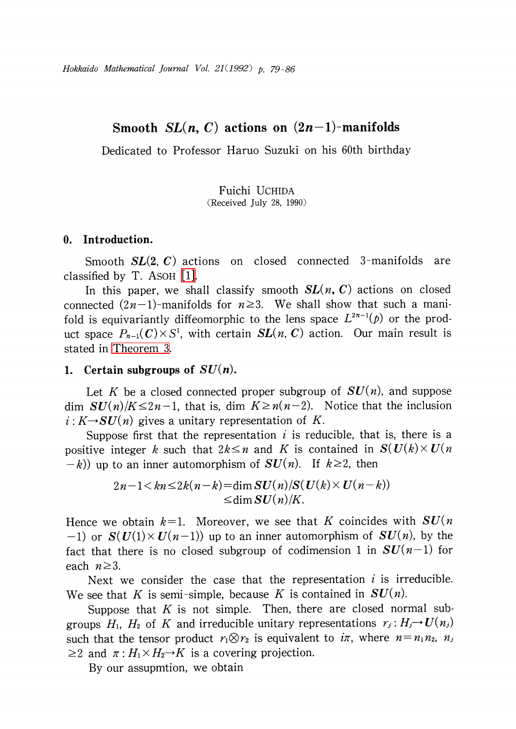# Smooth $SL(n, C)$ actions on $(2n-1)$-manifolds

Dedicated to Professor Haruo Suzuki on his 60th birthday

Fuichi UCHIDA
(Received July 28, 1990)

## 0. Introduction.

Smooth $SL(2, C)$ actions on closed connected 3-manifolds are classified by T. ASOH [1].

In this paper, we shall classify smooth $SL(n, C)$ actions on closed connected $(2n-1)$-manifolds for $n\geq 3$. We shall show that such a manifold is equivariantly diffeomorphic to the lens space $L^{2n-1}(p)$ or the product space $P_{n-1}(C)\times S^1$, with certain $SL(n, C)$ action. Our main result is stated in Theorem 3.

## 1. Certain subgroups of $SU(n)$.

Let $K$ be a closed connected proper subgroup of $SU(n)$, and suppose $\dim SU(n)/K \leq 2n-1$, that is, $\dim K\geq n(n-2)$. Notice that the inclusion $i: K\to SU(n)$ gives a unitary representation of $K$.

Suppose first that the representation $i$ is reducible, that is, there is a positive integer $k$ such that $2k\leq n$ and $K$ is contained in $S(U(k)\times U(n-k))$ up to an inner automorphism of $SU(n)$. If $k\geq 2$, then

$$2n-1<kn\leq 2k(n-k)=\dim SU(n)/S(U(k)\times U(n-k)) \leq \dim SU(n)/K.$$

Hence we obtain $k=1$. Moreover, we see that $K$ coincides with $SU(n-1)$ or $S(U(1)\times U(n-1))$ up to an inner automorphism of $SU(n)$, by the fact that there is no closed subgroup of codimension 1 in $SU(n-1)$ for each $n\geq 3$.

Next we consider the case that the representation $i$ is irreducible. We see that $K$ is semi-simple, because $K$ is contained in $SU(n)$.

Suppose that $K$ is not simple. Then, there are closed normal subgroups $H_1$, $H_2$ of $K$ and irreducible unitary representations $r_j: H_j\to U(n_j)$ such that the tensor product $r_1\otimes r_2$ is equivalent to $i\pi$, where $n=n_1n_2$, $n_j \geq 2$ and $\pi: H_1\times H_2\to K$ is a covering projection.

By our assupmtion, we obtain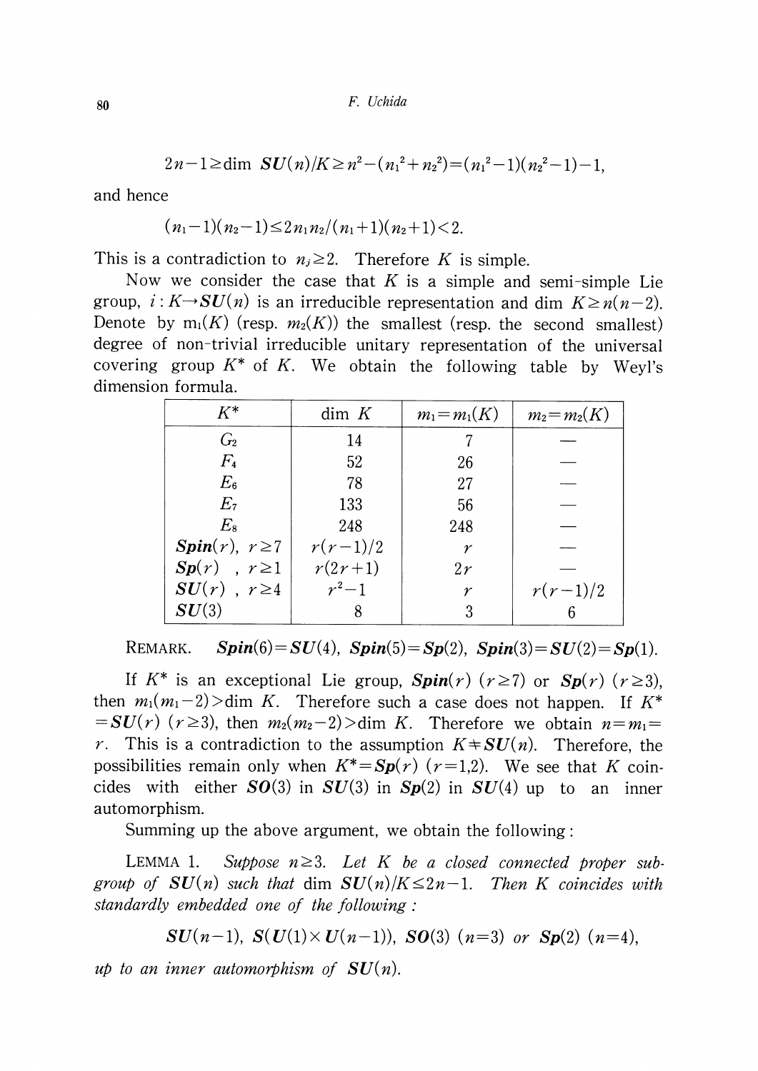$$2n-1 \geq \dim \boldsymbol{SU}(n)/K \geq n^2-(n_1{}^2+n_2{}^2)=(n_1{}^2-1)(n_2{}^2-1)-1,$$

and hence

$$(n_1-1)(n_2-1) \leq 2n_1n_2/(n_1+1)(n_2+1) < 2.$$

This is a contradiction to $n_j \geq 2$. Therefore $K$ is simple.

Now we consider the case that $K$ is a simple and semi-simple Lie group, $i: K \to \boldsymbol{SU}(n)$ is an irreducible representation and $\dim K \geq n(n-2)$. Denote by $m_1(K)$ (resp. $m_2(K)$) the smallest (resp. the second smallest) degree of non-trivial irreducible unitary representation of the universal covering group $K^*$ of $K$. We obtain the following table by Weyl's dimension formula.

| $K^*$ | $\dim K$ | $m_1=m_1(K)$ | $m_2=m_2(K)$ |
|---|---|---|---|
| $G_2$ | 14 | 7 | — |
| $F_4$ | 52 | 26 | — |
| $E_6$ | 78 | 27 | — |
| $E_7$ | 133 | 56 | — |
| $E_8$ | 248 | 248 | — |
| $\boldsymbol{Spin}(r),\ r \geq 7$ | $r(r-1)/2$ | $r$ | — |
| $\boldsymbol{Sp}(r)\ ,\ r \geq 1$ | $r(2r+1)$ | $2r$ | — |
| $\boldsymbol{SU}(r)\ ,\ r \geq 4$ | $r^2-1$ | $r$ | $r(r-1)/2$ |
| $\boldsymbol{SU}(3)$ | 8 | 3 | 6 |

REMARK. $\boldsymbol{Spin}(6)=\boldsymbol{SU}(4)$, $\boldsymbol{Spin}(5)=\boldsymbol{Sp}(2)$, $\boldsymbol{Spin}(3)=\boldsymbol{SU}(2)=\boldsymbol{Sp}(1)$.

If $K^*$ is an exceptional Lie group, $\boldsymbol{Spin}(r)$ $(r \geq 7)$ or $\boldsymbol{Sp}(r)$ $(r \geq 3)$, then $m_1(m_1-2) > \dim K$. Therefore such a case does not happen. If $K^* = \boldsymbol{SU}(r)$ $(r \geq 3)$, then $m_2(m_2-2) > \dim K$. Therefore we obtain $n=m_1=r$. This is a contradiction to the assumption $K \neq \boldsymbol{SU}(n)$. Therefore, the possibilities remain only when $K^*=\boldsymbol{Sp}(r)$ $(r=1,2)$. We see that $K$ coincides with either $\boldsymbol{SO}(3)$ in $\boldsymbol{SU}(3)$ in $\boldsymbol{Sp}(2)$ in $\boldsymbol{SU}(4)$ up to an inner automorphism.

Summing up the above argument, we obtain the following:

LEMMA 1. *Suppose $n \geq 3$. Let $K$ be a closed connected proper subgroup of $\boldsymbol{SU}(n)$ such that $\dim \boldsymbol{SU}(n)/K \leq 2n-1$. Then $K$ coincides with standardly embedded one of the following:*

$$\boldsymbol{SU}(n-1),\ \boldsymbol{S}(\boldsymbol{U}(1) \times \boldsymbol{U}(n-1)),\ \boldsymbol{SO}(3)\ (n=3)\ \text{or}\ \boldsymbol{Sp}(2)\ (n=4),$$

*up to an inner automorphism of $\boldsymbol{SU}(n)$.*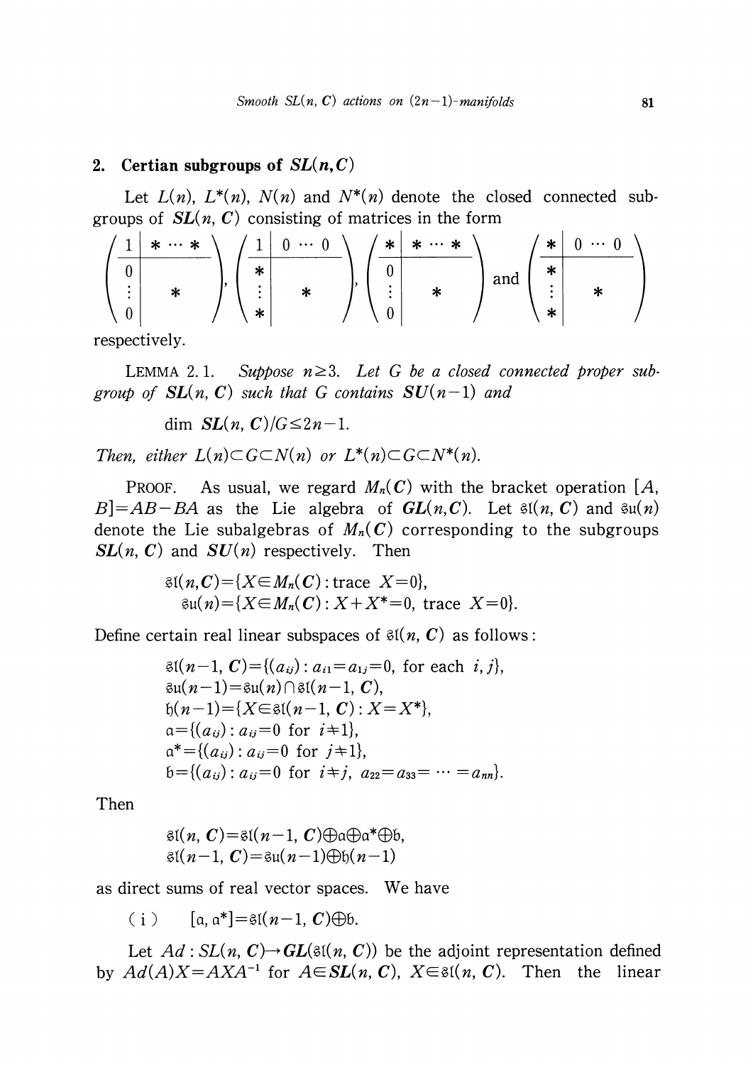## 2. Certian subgroups of $SL(n, C)$

Let $L(n)$, $L^*(n)$, $N(n)$ and $N^*(n)$ denote the closed connected subgroups of $SL(n, C)$ consisting of matrices in the form

$$\left(\begin{array}{c|c} 1 & * \cdots * \\ \hline 0 & \\ \vdots & * \\ 0 & \end{array}\right), \left(\begin{array}{c|c} 1 & 0 \cdots 0 \\ \hline * & \\ \vdots & * \\ * & \end{array}\right), \left(\begin{array}{c|c} * & * \cdots * \\ \hline 0 & \\ \vdots & * \\ 0 & \end{array}\right) \text{ and } \left(\begin{array}{c|c} * & 0 \cdots 0 \\ \hline * & \\ \vdots & * \\ * & \end{array}\right)$$

respectively.

LEMMA 2.1. *Suppose $n \geq 3$. Let $G$ be a closed connected proper subgroup of $SL(n, C)$ such that $G$ contains $SU(n-1)$ and*

$$\dim SL(n, C)/G \leq 2n-1.$$

*Then, either $L(n) \subset G \subset N(n)$ or $L^*(n) \subset G \subset N^*(n)$.*

PROOF. As usual, we regard $M_n(C)$ with the bracket operation $[A, B] = AB - BA$ as the Lie algebra of $GL(n, C)$. Let $\mathfrak{sl}(n, C)$ and $\mathfrak{su}(n)$ denote the Lie subalgebras of $M_n(C)$ corresponding to the subgroups $SL(n, C)$ and $SU(n)$ respectively. Then

$$\mathfrak{sl}(n, C) = \{X \in M_n(C) : \text{trace } X = 0\},$$
$$\mathfrak{su}(n) = \{X \in M_n(C) : X + X^* = 0, \text{ trace } X = 0\}.$$

Define certain real linear subspaces of $\mathfrak{sl}(n, C)$ as follows:

$$\mathfrak{sl}(n-1, C) = \{(a_{ij}) : a_{i1} = a_{1j} = 0, \text{ for each } i, j\},$$
$$\mathfrak{su}(n-1) = \mathfrak{su}(n) \cap \mathfrak{sl}(n-1, C),$$
$$\mathfrak{h}(n-1) = \{X \in \mathfrak{sl}(n-1, C) : X = X^*\},$$
$$\mathfrak{a} = \{(a_{ij}) : a_{ij} = 0 \text{ for } i \neq 1\},$$
$$\mathfrak{a}^* = \{(a_{ij}) : a_{ij} = 0 \text{ for } j \neq 1\},$$
$$\mathfrak{b} = \{(a_{ij}) : a_{ij} = 0 \text{ for } i \neq j, \ a_{22} = a_{33} = \cdots = a_{nn}\}.$$

Then

$$\mathfrak{sl}(n, C) = \mathfrak{sl}(n-1, C) \oplus \mathfrak{a} \oplus \mathfrak{a}^* \oplus \mathfrak{b},$$
$$\mathfrak{sl}(n-1, C) = \mathfrak{su}(n-1) \oplus \mathfrak{h}(n-1)$$

as direct sums of real vector spaces. We have

(i) $[\mathfrak{a}, \mathfrak{a}^*] = \mathfrak{sl}(n-1, C) \oplus \mathfrak{b}$.

Let $Ad : SL(n, C) \to GL(\mathfrak{sl}(n, C))$ be the adjoint representation defined by $Ad(A)X = AXA^{-1}$ for $A \in SL(n, C)$, $X \in \mathfrak{sl}(n, C)$. Then the linear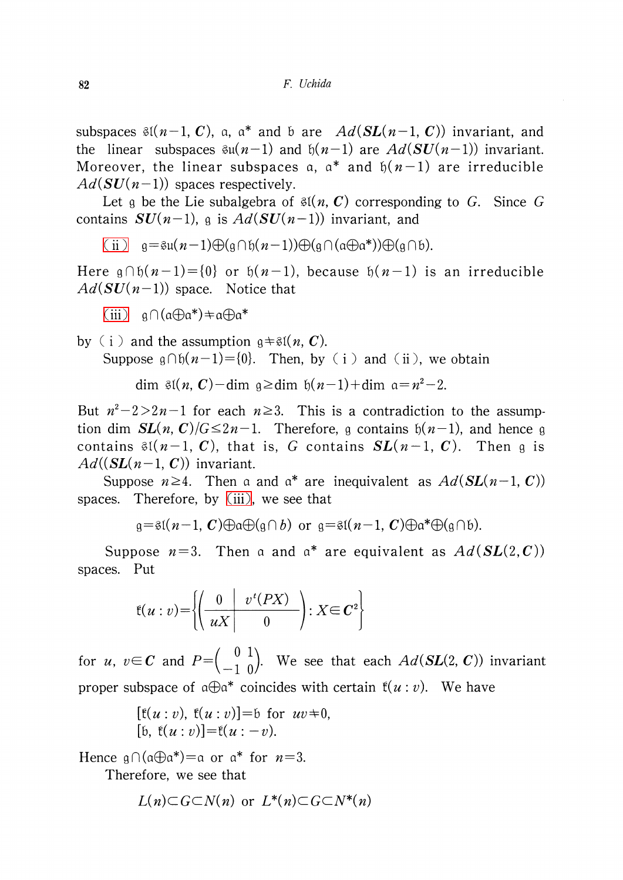subspaces $\mathfrak{sl}(n-1, \boldsymbol{C})$, $\mathfrak{a}$, $\mathfrak{a}^*$ and $\mathfrak{b}$ are $Ad(\boldsymbol{SL}(n-1, \boldsymbol{C}))$ invariant, and the linear subspaces $\mathfrak{su}(n-1)$ and $\mathfrak{h}(n-1)$ are $Ad(\boldsymbol{SU}(n-1))$ invariant. Moreover, the linear subspaces $\mathfrak{a}$, $\mathfrak{a}^*$ and $\mathfrak{h}(n-1)$ are irreducible $Ad(\boldsymbol{SU}(n-1))$ spaces respectively.

Let $\mathfrak{g}$ be the Lie subalgebra of $\mathfrak{sl}(n, \boldsymbol{C})$ corresponding to $G$. Since $G$ contains $\boldsymbol{SU}(n-1)$, $\mathfrak{g}$ is $Ad(\boldsymbol{SU}(n-1))$ invariant, and

(ii) $\mathfrak{g}=\mathfrak{su}(n-1)\oplus(\mathfrak{g}\cap\mathfrak{h}(n-1))\oplus(\mathfrak{g}\cap(\mathfrak{a}\oplus\mathfrak{a}^*))\oplus(\mathfrak{g}\cap\mathfrak{b})$.

Here $\mathfrak{g}\cap\mathfrak{h}(n-1)=\{0\}$ or $\mathfrak{h}(n-1)$, because $\mathfrak{h}(n-1)$ is an irreducible $Ad(\boldsymbol{SU}(n-1))$ space. Notice that

(iii) $\mathfrak{g}\cap(\mathfrak{a}\oplus\mathfrak{a}^*)\neq\mathfrak{a}\oplus\mathfrak{a}^*$

by (i) and the assumption $\mathfrak{g}\neq\mathfrak{sl}(n, \boldsymbol{C})$.

Suppose $\mathfrak{g}\cap\mathfrak{h}(n-1)=\{0\}$. Then, by (i) and (ii), we obtain

$$\dim \mathfrak{sl}(n, \boldsymbol{C})-\dim \mathfrak{g}\geq\dim \mathfrak{h}(n-1)+\dim \mathfrak{a}=n^2-2.$$

But $n^2-2>2n-1$ for each $n\geq 3$. This is a contradiction to the assumption $\dim \boldsymbol{SL}(n, \boldsymbol{C})/G\leq 2n-1$. Therefore, $\mathfrak{g}$ contains $\mathfrak{h}(n-1)$, and hence $\mathfrak{g}$ contains $\mathfrak{sl}(n-1, \boldsymbol{C})$, that is, $G$ contains $\boldsymbol{SL}(n-1, \boldsymbol{C})$. Then $\mathfrak{g}$ is $Ad((\boldsymbol{SL}(n-1, \boldsymbol{C}))$ invariant.

Suppose $n\geq 4$. Then $\mathfrak{a}$ and $\mathfrak{a}^*$ are inequivalent as $Ad(\boldsymbol{SL}(n-1, \boldsymbol{C}))$ spaces. Therefore, by (iii), we see that

$$\mathfrak{g}=\mathfrak{sl}(n-1, \boldsymbol{C})\oplus\mathfrak{a}\oplus(\mathfrak{g}\cap b) \text{ or } \mathfrak{g}=\mathfrak{sl}(n-1, \boldsymbol{C})\oplus\mathfrak{a}^*\oplus(\mathfrak{g}\cap\mathfrak{b}).$$

Suppose $n=3$. Then $\mathfrak{a}$ and $\mathfrak{a}^*$ are equivalent as $Ad(\boldsymbol{SL}(2, \boldsymbol{C}))$ spaces. Put

$$\mathfrak{k}(u:v)=\left\{\left(\begin{array}{c|c} 0 & v^t(PX) \\ \hline uX & 0 \end{array}\right): X\in \boldsymbol{C}^2\right\}$$

for $u$, $v\in\boldsymbol{C}$ and $P=\begin{pmatrix} 0 & 1 \\ -1 & 0\end{pmatrix}$. We see that each $Ad(\boldsymbol{SL}(2, \boldsymbol{C}))$ invariant proper subspace of $\mathfrak{a}\oplus\mathfrak{a}^*$ coincides with certain $\mathfrak{k}(u:v)$. We have

$$[\mathfrak{k}(u:v), \mathfrak{k}(u:v)]=\mathfrak{b} \text{ for } uv\neq 0,$$
$$[\mathfrak{b}, \mathfrak{k}(u:v)]=\mathfrak{k}(u:-v).$$

Hence $\mathfrak{g}\cap(\mathfrak{a}\oplus\mathfrak{a}^*)=\mathfrak{a}$ or $\mathfrak{a}^*$ for $n=3$.

Therefore, we see that

$$L(n)\subset G\subset N(n) \text{ or } L^*(n)\subset G\subset N^*(n)$$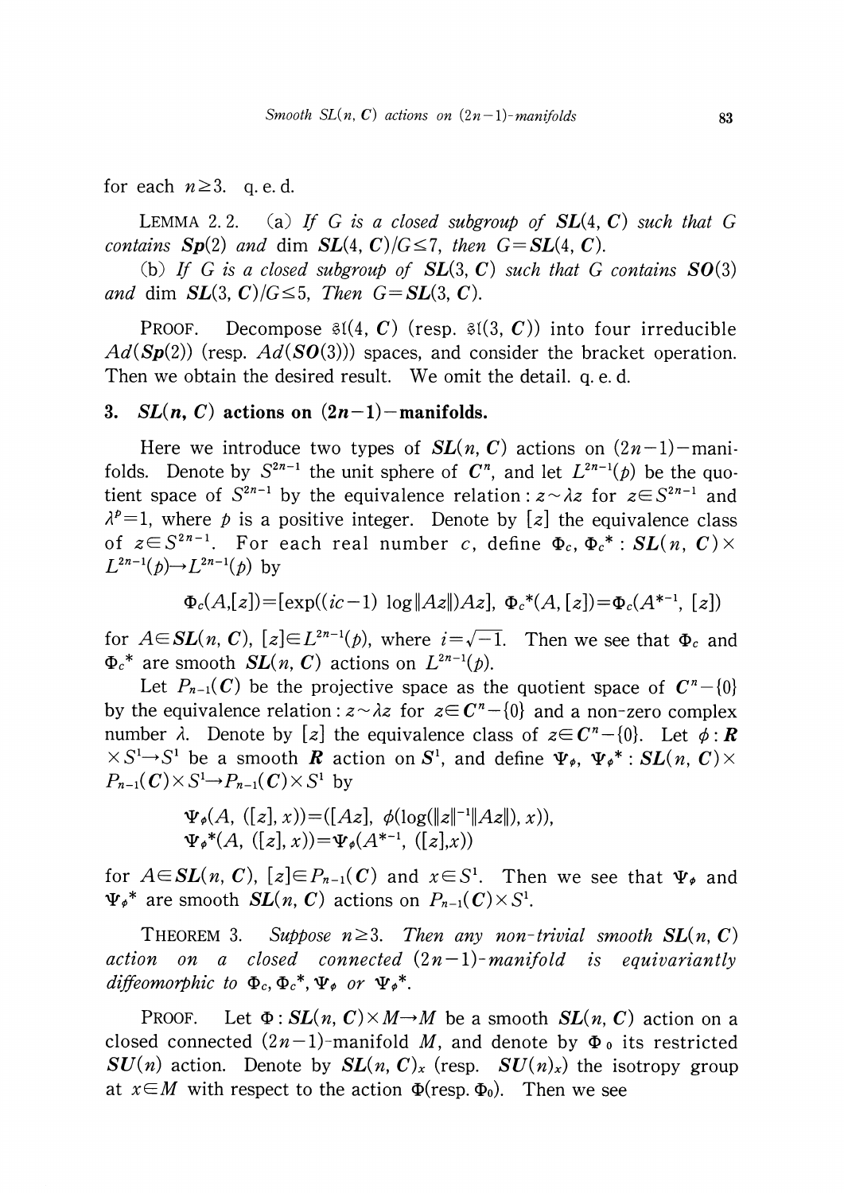for each $n \geq 3$. q. e. d.

LEMMA 2.2. (a) *If $G$ is a closed subgroup of $\boldsymbol{SL}(4, \boldsymbol{C})$ such that $G$ contains $\boldsymbol{Sp}(2)$ and* $\dim \boldsymbol{SL}(4, \boldsymbol{C})/G \leq 7$, *then* $G = \boldsymbol{SL}(4, \boldsymbol{C})$.

(b) *If $G$ is a closed subgroup of $\boldsymbol{SL}(3, \boldsymbol{C})$ such that $G$ contains $\boldsymbol{SO}(3)$ and* $\dim \boldsymbol{SL}(3, \boldsymbol{C})/G \leq 5$, *Then* $G = \boldsymbol{SL}(3, \boldsymbol{C})$.

PROOF. Decompose $\mathfrak{sl}(4, \boldsymbol{C})$ (resp. $\mathfrak{sl}(3, \boldsymbol{C})$) into four irreducible $Ad(\boldsymbol{Sp}(2))$ (resp. $Ad(\boldsymbol{SO}(3))$) spaces, and consider the bracket operation. Then we obtain the desired result. We omit the detail. q. e. d.

## 3. $\boldsymbol{SL}(n, \boldsymbol{C})$ actions on $(2n-1)$-manifolds.

Here we introduce two types of $\boldsymbol{SL}(n, \boldsymbol{C})$ actions on $(2n-1)$-manifolds. Denote by $S^{2n-1}$ the unit sphere of $\boldsymbol{C}^n$, and let $L^{2n-1}(p)$ be the quotient space of $S^{2n-1}$ by the equivalence relation: $z \sim \lambda z$ for $z \in S^{2n-1}$ and $\lambda^p = 1$, where $p$ is a positive integer. Denote by $[z]$ the equivalence class of $z \in S^{2n-1}$. For each real number $c$, define $\Phi_c, \Phi_c^* : \boldsymbol{SL}(n, \boldsymbol{C}) \times L^{2n-1}(p) \to L^{2n-1}(p)$ by

$$\Phi_c(A,[z]) = [\exp((ic-1) \log\|Az\|)Az], \; \Phi_c^*(A, [z]) = \Phi_c(A^{*-1}, [z])$$

for $A \in \boldsymbol{SL}(n, \boldsymbol{C})$, $[z] \in L^{2n-1}(p)$, where $i = \sqrt{-1}$. Then we see that $\Phi_c$ and $\Phi_c^*$ are smooth $\boldsymbol{SL}(n, \boldsymbol{C})$ actions on $L^{2n-1}(p)$.

Let $P_{n-1}(\boldsymbol{C})$ be the projective space as the quotient space of $\boldsymbol{C}^n - \{0\}$ by the equivalence relation: $z \sim \lambda z$ for $z \in \boldsymbol{C}^n - \{0\}$ and a non-zero complex number $\lambda$. Denote by $[z]$ the equivalence class of $z \in \boldsymbol{C}^n - \{0\}$. Let $\phi : \boldsymbol{R} \times S^1 \to S^1$ be a smooth $\boldsymbol{R}$ action on $S^1$, and define $\Psi_\phi, \Psi_\phi^* : \boldsymbol{SL}(n, \boldsymbol{C}) \times P_{n-1}(\boldsymbol{C}) \times S^1 \to P_{n-1}(\boldsymbol{C}) \times S^1$ by

$$\Psi_\phi(A, ([z], x)) = ([Az], \; \phi(\log(\|z\|^{-1}\|Az\|), x)),$$
$$\Psi_\phi^*(A, ([z], x)) = \Psi_\phi(A^{*-1}, ([z], x))$$

for $A \in \boldsymbol{SL}(n, \boldsymbol{C})$, $[z] \in P_{n-1}(\boldsymbol{C})$ and $x \in S^1$. Then we see that $\Psi_\phi$ and $\Psi_\phi^*$ are smooth $\boldsymbol{SL}(n, \boldsymbol{C})$ actions on $P_{n-1}(\boldsymbol{C}) \times S^1$.

THEOREM 3. *Suppose $n \geq 3$. Then any non-trivial smooth $\boldsymbol{SL}(n, \boldsymbol{C})$ action on a closed connected $(2n-1)$-manifold is equivariantly diffeomorphic to $\Phi_c, \Phi_c^*, \Psi_\phi$ or $\Psi_\phi^*$.*

PROOF. Let $\Phi : \boldsymbol{SL}(n, \boldsymbol{C}) \times M \to M$ be a smooth $\boldsymbol{SL}(n, \boldsymbol{C})$ action on a closed connected $(2n-1)$-manifold $M$, and denote by $\Phi_0$ its restricted $\boldsymbol{SU}(n)$ action. Denote by $\boldsymbol{SL}(n, \boldsymbol{C})_x$ (resp. $\boldsymbol{SU}(n)_x$) the isotropy group at $x \in M$ with respect to the action $\Phi$(resp. $\Phi_0$). Then we see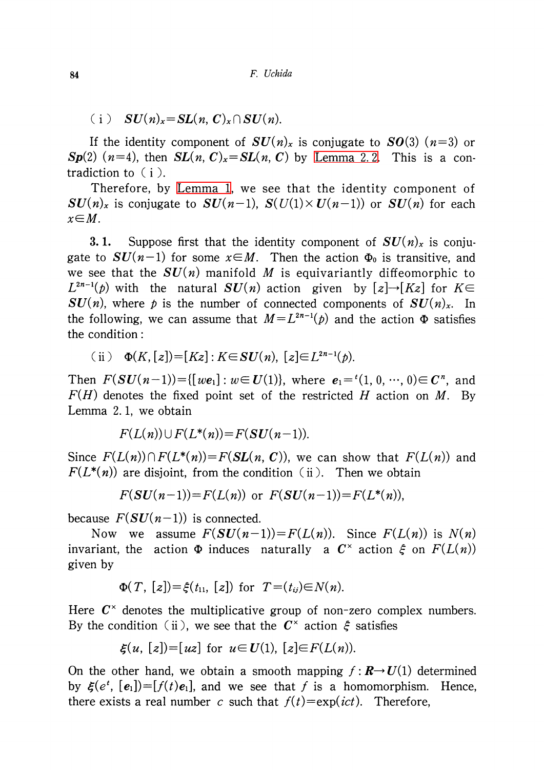(i) $SU(n)_x = SL(n, C)_x \cap SU(n)$.

If the identity component of $SU(n)_x$ is conjugate to $SO(3)$ $(n=3)$ or $Sp(2)$ $(n=4)$, then $SL(n, C)_x = SL(n, C)$ by Lemma 2.2. This is a contradiction to (i).

Therefore, by Lemma 1, we see that the identity component of $SU(n)_x$ is conjugate to $SU(n-1)$, $S(U(1) \times U(n-1))$ or $SU(n)$ for each $x \in M$.

**3.1.** Suppose first that the identity component of $SU(n)_x$ is conjugate to $SU(n-1)$ for some $x \in M$. Then the action $\Phi_0$ is transitive, and we see that the $SU(n)$ manifold $M$ is equivariantly diffeomorphic to $L^{2n-1}(p)$ with the natural $SU(n)$ action given by $[z] \to [Kz]$ for $K \in SU(n)$, where $p$ is the number of connected components of $SU(n)_x$. In the following, we can assume that $M = L^{2n-1}(p)$ and the action $\Phi$ satisfies the condition:

(ii) $\Phi(K, [z]) = [Kz] : K \in SU(n)$, $[z] \in L^{2n-1}(p)$.

Then $F(SU(n-1)) = \{[we_1] : w \in U(1)\}$, where $e_1 = {}^t(1, 0, \cdots, 0) \in C^n$, and $F(H)$ denotes the fixed point set of the restricted $H$ action on $M$. By Lemma 2.1, we obtain

$$F(L(n)) \cup F(L^*(n)) = F(SU(n-1)).$$

Since $F(L(n)) \cap F(L^*(n)) = F(SL(n, C))$, we can show that $F(L(n))$ and $F(L^*(n))$ are disjoint, from the condition (ii). Then we obtain

$$F(SU(n-1)) = F(L(n)) \text{ or } F(SU(n-1)) = F(L^*(n)),$$

because $F(SU(n-1))$ is connected.

Now we assume $F(SU(n-1)) = F(L(n))$. Since $F(L(n))$ is $N(n)$ invariant, the action $\Phi$ induces naturally a $C^\times$ action $\xi$ on $F(L(n))$ given by

$$\Phi(T, [z]) = \xi(t_{11}, [z]) \text{ for } T = (t_{ij}) \in N(n).$$

Here $C^\times$ denotes the multiplicative group of non-zero complex numbers. By the condition (ii), we see that the $C^\times$ action $\xi$ satisfies

$$\xi(u, [z]) = [uz] \text{ for } u \in U(1),\ [z] \in F(L(n)).$$

On the other hand, we obtain a smooth mapping $f : R \to U(1)$ determined by $\xi(e^t, [e_1]) = [f(t)e_1]$, and we see that $f$ is a homomorphism. Hence, there exists a real number $c$ such that $f(t) = \exp(ict)$. Therefore,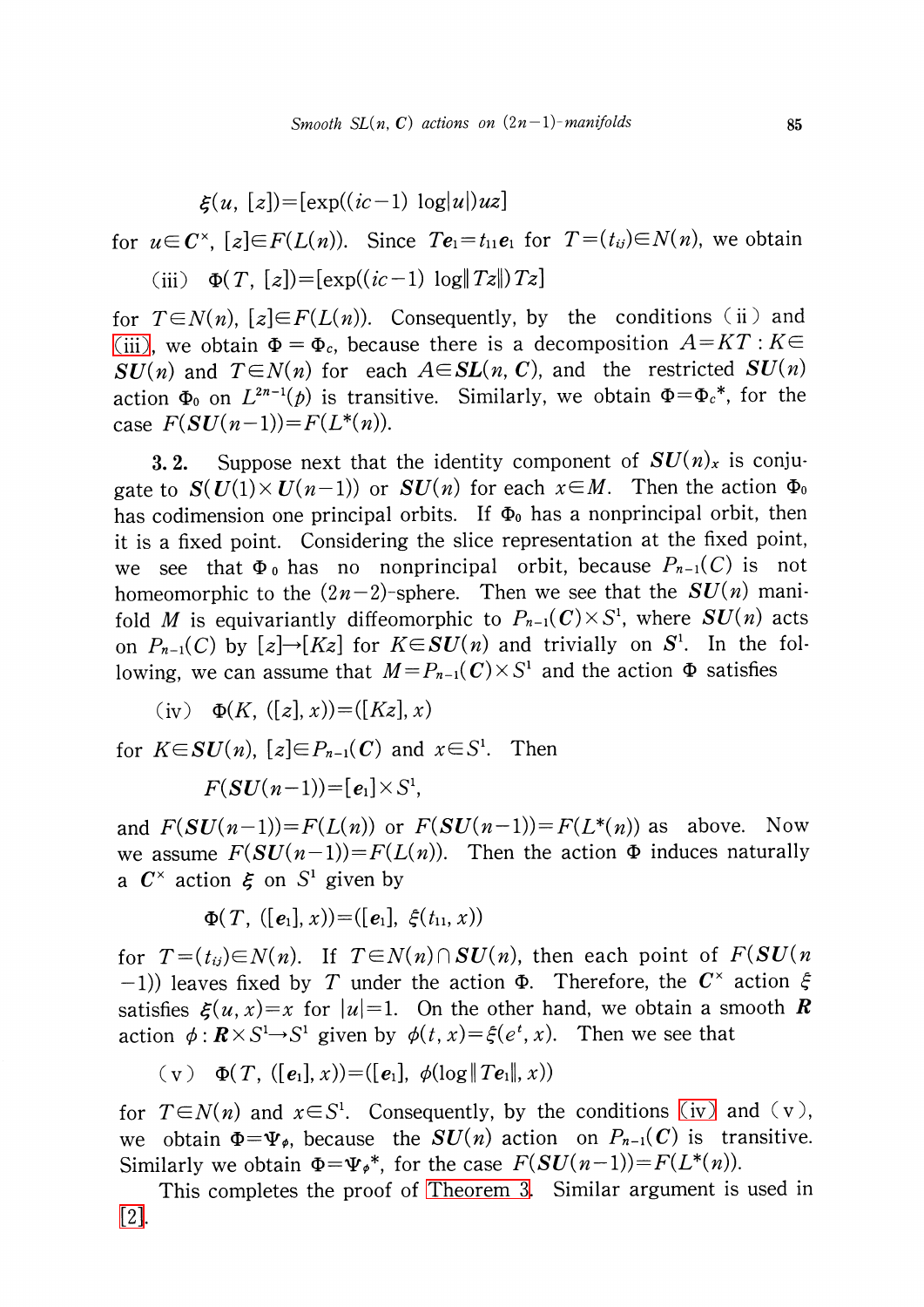$$\xi(u, [z])=[\exp((ic-1)\log|u|)uz]$$

for $u\in \boldsymbol{C}^{\times}$, $[z]\in F(L(n))$. Since $Te_1=t_{11}e_1$ for $T=(t_{ij})\in N(n)$, we obtain

(iii) $\Phi(T, [z])=[\exp((ic-1)\log\|Tz\|)Tz]$

for $T\in N(n)$, $[z]\in F(L(n))$. Consequently, by the conditions (ii) and (iii), we obtain $\Phi=\Phi_c$, because there is a decomposition $A=KT: K\in \boldsymbol{SU}(n)$ and $T\in N(n)$ for each $A\in \boldsymbol{SL}(n, \boldsymbol{C})$, and the restricted $\boldsymbol{SU}(n)$ action $\Phi_0$ on $L^{2n-1}(p)$ is transitive. Similarly, we obtain $\Phi=\Phi_c{}^*$, for the case $F(\boldsymbol{SU}(n-1))=F(L^*(n))$.

**3. 2.** Suppose next that the identity component of $\boldsymbol{SU}(n)_x$ is conjugate to $\boldsymbol{S}(\boldsymbol{U}(1)\times \boldsymbol{U}(n-1))$ or $\boldsymbol{SU}(n)$ for each $x\in M$. Then the action $\Phi_0$ has codimension one principal orbits. If $\Phi_0$ has a nonprincipal orbit, then it is a fixed point. Considering the slice representation at the fixed point, we see that $\Phi_0$ has no nonprincipal orbit, because $P_{n-1}(C)$ is not homeomorphic to the $(2n-2)$-sphere. Then we see that the $\boldsymbol{SU}(n)$ manifold $M$ is equivariantly diffeomorphic to $P_{n-1}(\boldsymbol{C})\times S^1$, where $\boldsymbol{SU}(n)$ acts on $P_{n-1}(C)$ by $[z]\to[Kz]$ for $K\in \boldsymbol{SU}(n)$ and trivially on $S^1$. In the following, we can assume that $M=P_{n-1}(\boldsymbol{C})\times S^1$ and the action $\Phi$ satisfies

(iv) $\Phi(K, ([z], x))=([Kz], x)$

for $K\in \boldsymbol{SU}(n)$, $[z]\in P_{n-1}(\boldsymbol{C})$ and $x\in S^1$. Then

$$F(\boldsymbol{SU}(n-1))=[e_1]\times S^1,$$

and $F(\boldsymbol{SU}(n-1))=F(L(n))$ or $F(\boldsymbol{SU}(n-1))=F(L^*(n))$ as above. Now we assume $F(\boldsymbol{SU}(n-1))=F(L(n))$. Then the action $\Phi$ induces naturally a $\boldsymbol{C}^{\times}$ action $\xi$ on $S^1$ given by

$$\Phi(T, ([e_1], x))=([e_1], \xi(t_{11}, x))$$

for $T=(t_{ij})\in N(n)$. If $T\in N(n)\cap \boldsymbol{SU}(n)$, then each point of $F(\boldsymbol{SU}(n-1))$ leaves fixed by $T$ under the action $\Phi$. Therefore, the $\boldsymbol{C}^{\times}$ action $\xi$ satisfies $\xi(u, x)=x$ for $|u|=1$. On the other hand, we obtain a smooth $\boldsymbol{R}$ action $\phi: \boldsymbol{R}\times S^1\to S^1$ given by $\phi(t, x)=\xi(e^t, x)$. Then we see that

(v) $\Phi(T, ([e_1], x))=([e_1], \phi(\log\|Te_1\|, x))$

for $T\in N(n)$ and $x\in S^1$. Consequently, by the conditions (iv) and (v), we obtain $\Phi=\Psi_\phi$, because the $\boldsymbol{SU}(n)$ action on $P_{n-1}(\boldsymbol{C})$ is transitive. Similarly we obtain $\Phi=\Psi_\phi{}^*$, for the case $F(\boldsymbol{SU}(n-1))=F(L^*(n))$.

This completes the proof of Theorem 3. Similar argument is used in [2].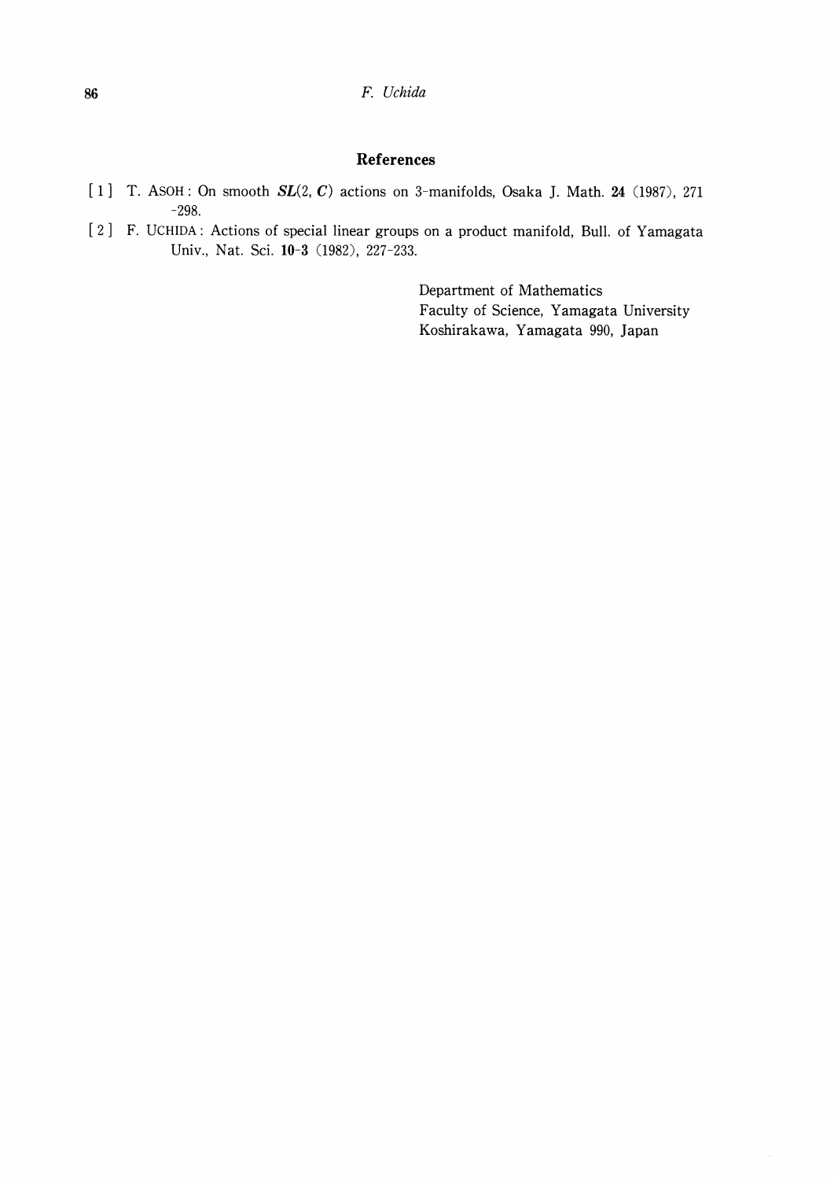## References

[1] T. ASOH: On smooth $\boldsymbol{SL}(2, \boldsymbol{C})$ actions on 3-manifolds, Osaka J. Math. **24** (1987), 271-298.

[2] F. UCHIDA: Actions of special linear groups on a product manifold, Bull. of Yamagata Univ., Nat. Sci. **10-3** (1982), 227-233.

Department of Mathematics
Faculty of Science, Yamagata University
Koshirakawa, Yamagata 990, Japan